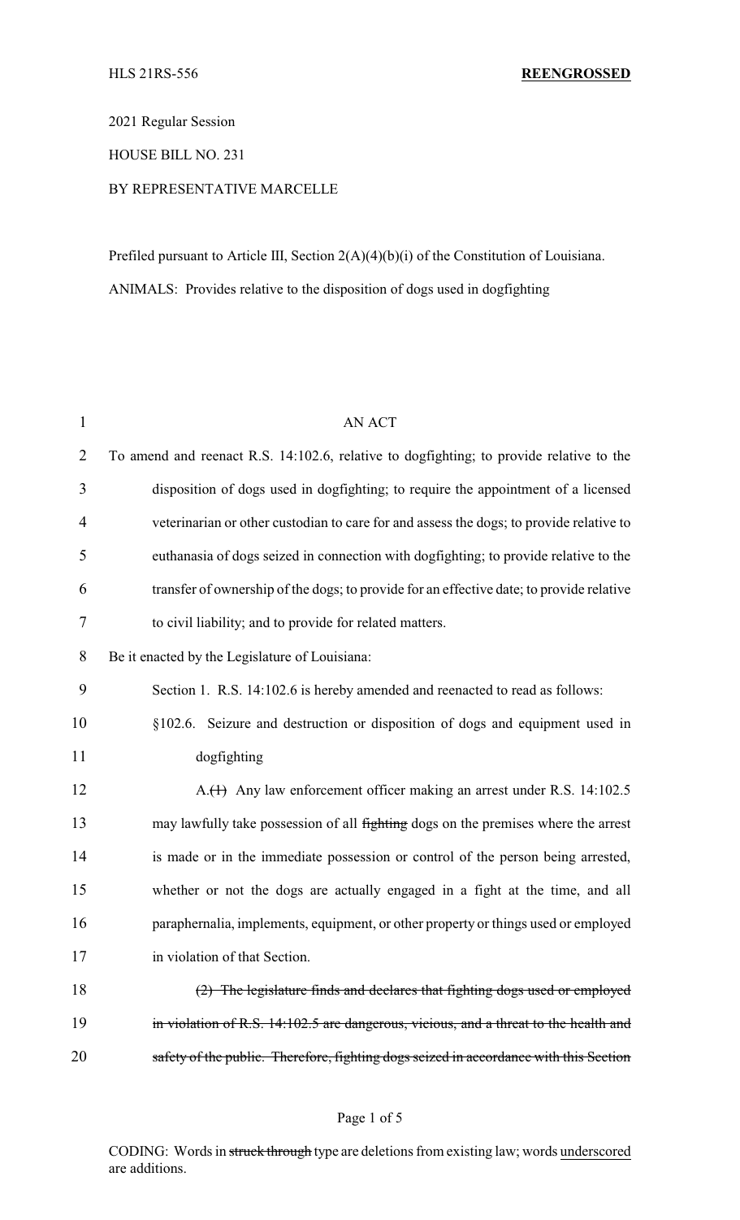HLS 21RS-556 **REENGROSSED**

2021 Regular Session

HOUSE BILL NO. 231

BY REPRESENTATIVE MARCELLE

Prefiled pursuant to Article III, Section 2(A)(4)(b)(i) of the Constitution of Louisiana.

ANIMALS: Provides relative to the disposition of dogs used in dogfighting

AN ACT

To amend and reenact R.S. 14:102.6, relative to dogfighting; to provide relative to the disposition of dogs used in dogfighting; to require the appointment of a licensed veterinarian or other custodian to care for and assess the dogs; to provide relative to euthanasia of dogs seized in connection with dogfighting; to provide relative to the transfer of ownership of the dogs; to provide for an effective date; to provide relative to civil liability; and to provide for related matters.

Be it enacted by the Legislature of Louisiana:

Section 1. R.S. 14:102.6 is hereby amended and reenacted to read as follows:

§102.6. Seizure and destruction or disposition of dogs and equipment used in dogfighting

A.~~(1)~~ Any law enforcement officer making an arrest under R.S. 14:102.5 may lawfully take possession of all ~~fighting~~ dogs on the premises where the arrest is made or in the immediate possession or control of the person being arrested, whether or not the dogs are actually engaged in a fight at the time, and all paraphernalia, implements, equipment, or other property or things used or employed in violation of that Section.

~~(2) The legislature finds and declares that fighting dogs used or employed in violation of R.S. 14:102.5 are dangerous, vicious, and a threat to the health and safety of the public. Therefore, fighting dogs seized in accordance with this Section~~

CODING: Words in ~~struck through~~ type are deletions from existing law; words <u>underscored</u> are additions.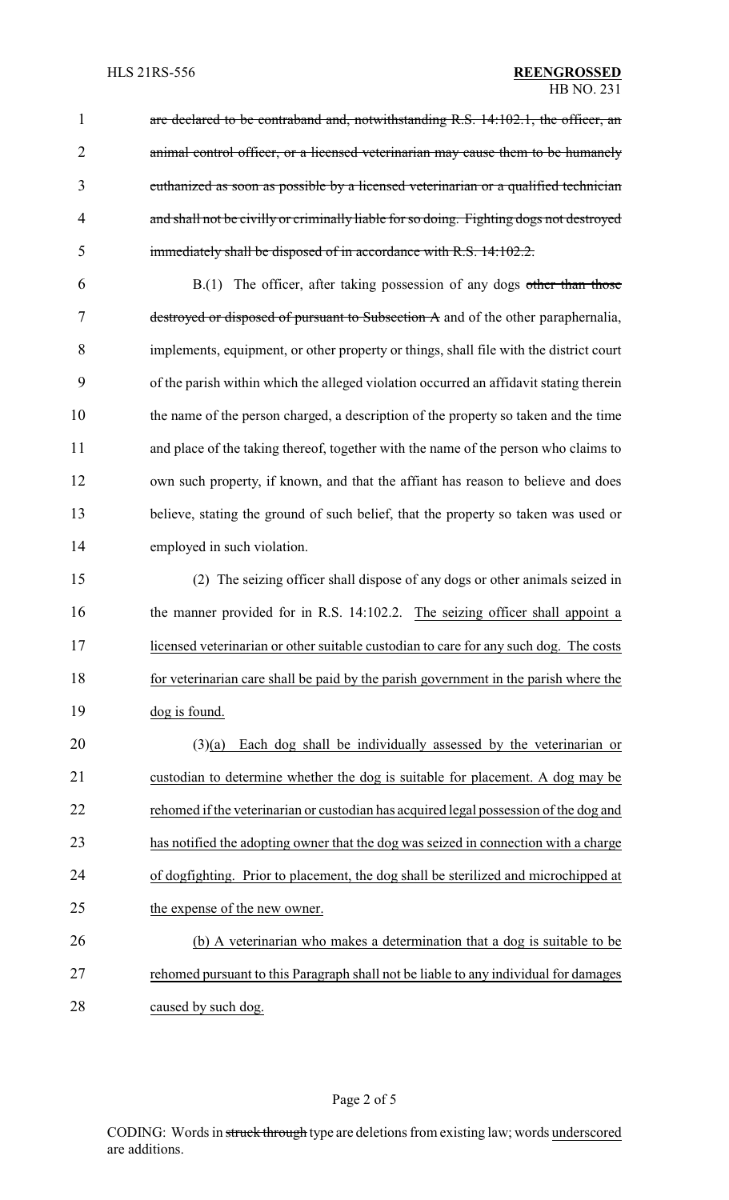~~are declared to be contraband and, notwithstanding R.S. 14:102.1, the officer, an animal control officer, or a licensed veterinarian may cause them to be humanely euthanized as soon as possible by a licensed veterinarian or a qualified technician and shall not be civilly or criminally liable for so doing. Fighting dogs not destroyed immediately shall be disposed of in accordance with R.S. 14:102.2.~~

B.(1) The officer, after taking possession of any dogs ~~other than those destroyed or disposed of pursuant to Subsection A~~ and of the other paraphernalia, implements, equipment, or other property or things, shall file with the district court of the parish within which the alleged violation occurred an affidavit stating therein the name of the person charged, a description of the property so taken and the time and place of the taking thereof, together with the name of the person who claims to own such property, if known, and that the affiant has reason to believe and does believe, stating the ground of such belief, that the property so taken was used or employed in such violation.

(2) The seizing officer shall dispose of any dogs or other animals seized in the manner provided for in R.S. 14:102.2. <u>The seizing officer shall appoint a licensed veterinarian or other suitable custodian to care for any such dog. The costs for veterinarian care shall be paid by the parish government in the parish where the dog is found.</u>

<u>(3)(a) Each dog shall be individually assessed by the veterinarian or custodian to determine whether the dog is suitable for placement. A dog may be rehomed if the veterinarian or custodian has acquired legal possession of the dog and has notified the adopting owner that the dog was seized in connection with a charge of dogfighting. Prior to placement, the dog shall be sterilized and microchipped at the expense of the new owner.</u>

<u>(b) A veterinarian who makes a determination that a dog is suitable to be rehomed pursuant to this Paragraph shall not be liable to any individual for damages caused by such dog.</u>

CODING: Words in ~~struck through~~ type are deletions from existing law; words <u>underscored</u> are additions.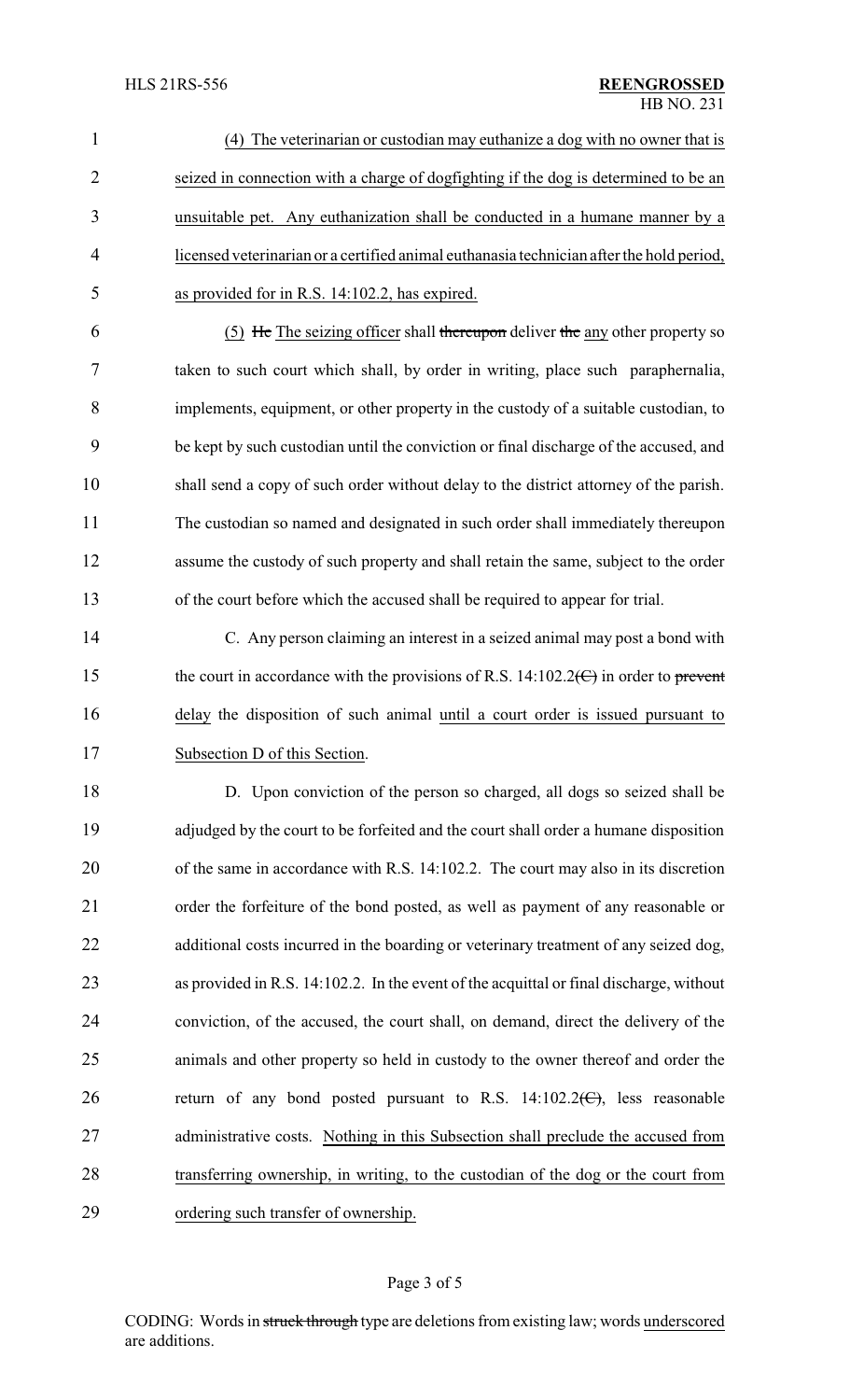<u>(4) The veterinarian or custodian may euthanize a dog with no owner that is seized in connection with a charge of dogfighting if the dog is determined to be an unsuitable pet. Any euthanization shall be conducted in a humane manner by a licensed veterinarian or a certified animal euthanasia technician after the hold period, as provided for in R.S. 14:102.2, has expired.</u>

<u>(5)</u> ~~He~~ <u>The seizing officer</u> shall ~~thereupon~~ deliver ~~the~~ <u>any</u> other property so taken to such court which shall, by order in writing, place such paraphernalia, implements, equipment, or other property in the custody of a suitable custodian, to be kept by such custodian until the conviction or final discharge of the accused, and shall send a copy of such order without delay to the district attorney of the parish. The custodian so named and designated in such order shall immediately thereupon assume the custody of such property and shall retain the same, subject to the order of the court before which the accused shall be required to appear for trial.

C. Any person claiming an interest in a seized animal may post a bond with the court in accordance with the provisions of R.S. 14:102.2~~(C)~~ in order to ~~prevent~~ <u>delay</u> the disposition of such animal <u>until a court order is issued pursuant to Subsection D of this Section</u>.

D. Upon conviction of the person so charged, all dogs so seized shall be adjudged by the court to be forfeited and the court shall order a humane disposition of the same in accordance with R.S. 14:102.2. The court may also in its discretion order the forfeiture of the bond posted, as well as payment of any reasonable or additional costs incurred in the boarding or veterinary treatment of any seized dog, as provided in R.S. 14:102.2. In the event of the acquittal or final discharge, without conviction, of the accused, the court shall, on demand, direct the delivery of the animals and other property so held in custody to the owner thereof and order the return of any bond posted pursuant to R.S. 14:102.2~~(C)~~, less reasonable administrative costs. <u>Nothing in this Subsection shall preclude the accused from transferring ownership, in writing, to the custodian of the dog or the court from ordering such transfer of ownership.</u>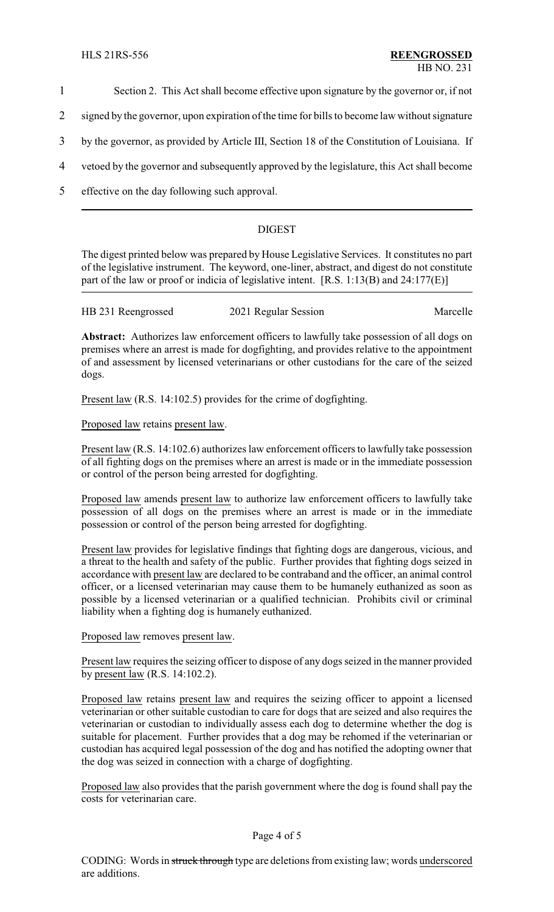Section 2. This Act shall become effective upon signature by the governor or, if not signed by the governor, upon expiration of the time for bills to become law without signature by the governor, as provided by Article III, Section 18 of the Constitution of Louisiana. If vetoed by the governor and subsequently approved by the legislature, this Act shall become effective on the day following such approval.

---

## DIGEST

The digest printed below was prepared by House Legislative Services. It constitutes no part of the legislative instrument. The keyword, one-liner, abstract, and digest do not constitute part of the law or proof or indicia of legislative intent. [R.S. 1:13(B) and 24:177(E)]

HB 231 Reengrossed — 2021 Regular Session — Marcelle

**Abstract:** Authorizes law enforcement officers to lawfully take possession of all dogs on premises where an arrest is made for dogfighting, and provides relative to the appointment of and assessment by licensed veterinarians or other custodians for the care of the seized dogs.

Present law (R.S. 14:102.5) provides for the crime of dogfighting.

Proposed law retains present law.

Present law (R.S. 14:102.6) authorizes law enforcement officers to lawfully take possession of all fighting dogs on the premises where an arrest is made or in the immediate possession or control of the person being arrested for dogfighting.

Proposed law amends present law to authorize law enforcement officers to lawfully take possession of all dogs on the premises where an arrest is made or in the immediate possession or control of the person being arrested for dogfighting.

Present law provides for legislative findings that fighting dogs are dangerous, vicious, and a threat to the health and safety of the public. Further provides that fighting dogs seized in accordance with present law are declared to be contraband and the officer, an animal control officer, or a licensed veterinarian may cause them to be humanely euthanized as soon as possible by a licensed veterinarian or a qualified technician. Prohibits civil or criminal liability when a fighting dog is humanely euthanized.

Proposed law removes present law.

Present law requires the seizing officer to dispose of any dogs seized in the manner provided by present law (R.S. 14:102.2).

Proposed law retains present law and requires the seizing officer to appoint a licensed veterinarian or other suitable custodian to care for dogs that are seized and also requires the veterinarian or custodian to individually assess each dog to determine whether the dog is suitable for placement. Further provides that a dog may be rehomed if the veterinarian or custodian has acquired legal possession of the dog and has notified the adopting owner that the dog was seized in connection with a charge of dogfighting.

Proposed law also provides that the parish government where the dog is found shall pay the costs for veterinarian care.

CODING: Words in ~~struck through~~ type are deletions from existing law; words underscored are additions.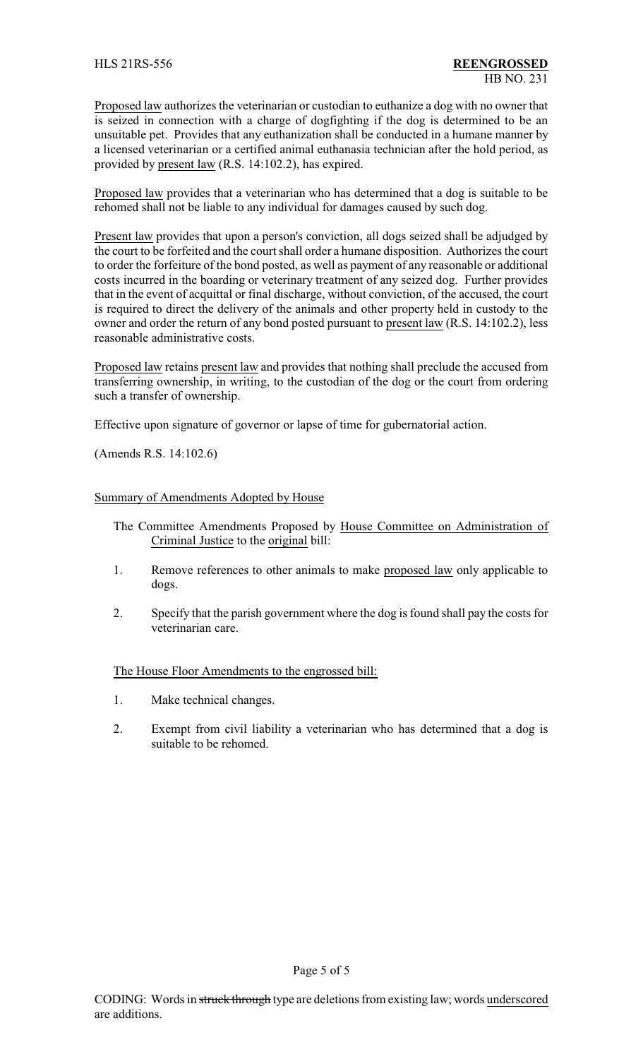Proposed law authorizes the veterinarian or custodian to euthanize a dog with no owner that is seized in connection with a charge of dogfighting if the dog is determined to be an unsuitable pet. Provides that any euthanization shall be conducted in a humane manner by a licensed veterinarian or a certified animal euthanasia technician after the hold period, as provided by present law (R.S. 14:102.2), has expired.

Proposed law provides that a veterinarian who has determined that a dog is suitable to be rehomed shall not be liable to any individual for damages caused by such dog.

Present law provides that upon a person's conviction, all dogs seized shall be adjudged by the court to be forfeited and the court shall order a humane disposition. Authorizes the court to order the forfeiture of the bond posted, as well as payment of any reasonable or additional costs incurred in the boarding or veterinary treatment of any seized dog. Further provides that in the event of acquittal or final discharge, without conviction, of the accused, the court is required to direct the delivery of the animals and other property held in custody to the owner and order the return of any bond posted pursuant to present law (R.S. 14:102.2), less reasonable administrative costs.

Proposed law retains present law and provides that nothing shall preclude the accused from transferring ownership, in writing, to the custodian of the dog or the court from ordering such a transfer of ownership.

Effective upon signature of governor or lapse of time for gubernatorial action.

(Amends R.S. 14:102.6)

Summary of Amendments Adopted by House

The Committee Amendments Proposed by House Committee on Administration of Criminal Justice to the original bill:

1. Remove references to other animals to make proposed law only applicable to dogs.

2. Specify that the parish government where the dog is found shall pay the costs for veterinarian care.

The House Floor Amendments to the engrossed bill:

1. Make technical changes.

2. Exempt from civil liability a veterinarian who has determined that a dog is suitable to be rehomed.